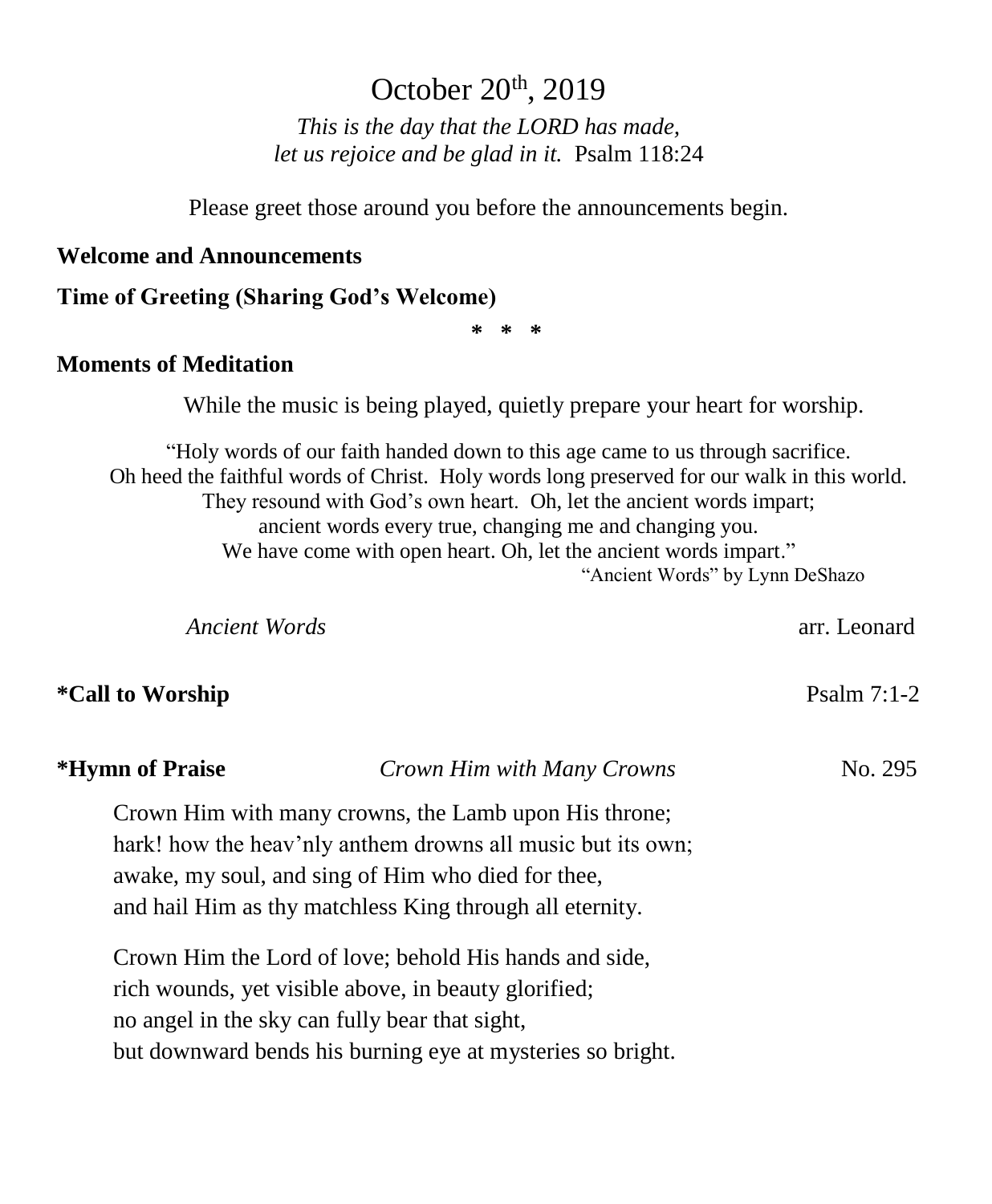# October 20th, 2019

*This is the day that the LORD has made,*
*let us rejoice and be glad in it.* Psalm 118:24

Please greet those around you before the announcements begin.

**Welcome and Announcements**

**Time of Greeting (Sharing God's Welcome)**

\* \* \*

**Moments of Meditation**

While the music is being played, quietly prepare your heart for worship.

"Holy words of our faith handed down to this age came to us through sacrifice.
Oh heed the faithful words of Christ. Holy words long preserved for our walk in this world.
They resound with God's own heart. Oh, let the ancient words impart;
ancient words every true, changing me and changing you.
We have come with open heart. Oh, let the ancient words impart."
"Ancient Words" by Lynn DeShazo

*Ancient Words* arr. Leonard

**\*Call to Worship** Psalm 7:1-2

**\*Hymn of Praise** *Crown Him with Many Crowns* No. 295

Crown Him with many crowns, the Lamb upon His throne;
hark! how the heav'nly anthem drowns all music but its own;
awake, my soul, and sing of Him who died for thee,
and hail Him as thy matchless King through all eternity.

Crown Him the Lord of love; behold His hands and side,
rich wounds, yet visible above, in beauty glorified;
no angel in the sky can fully bear that sight,
but downward bends his burning eye at mysteries so bright.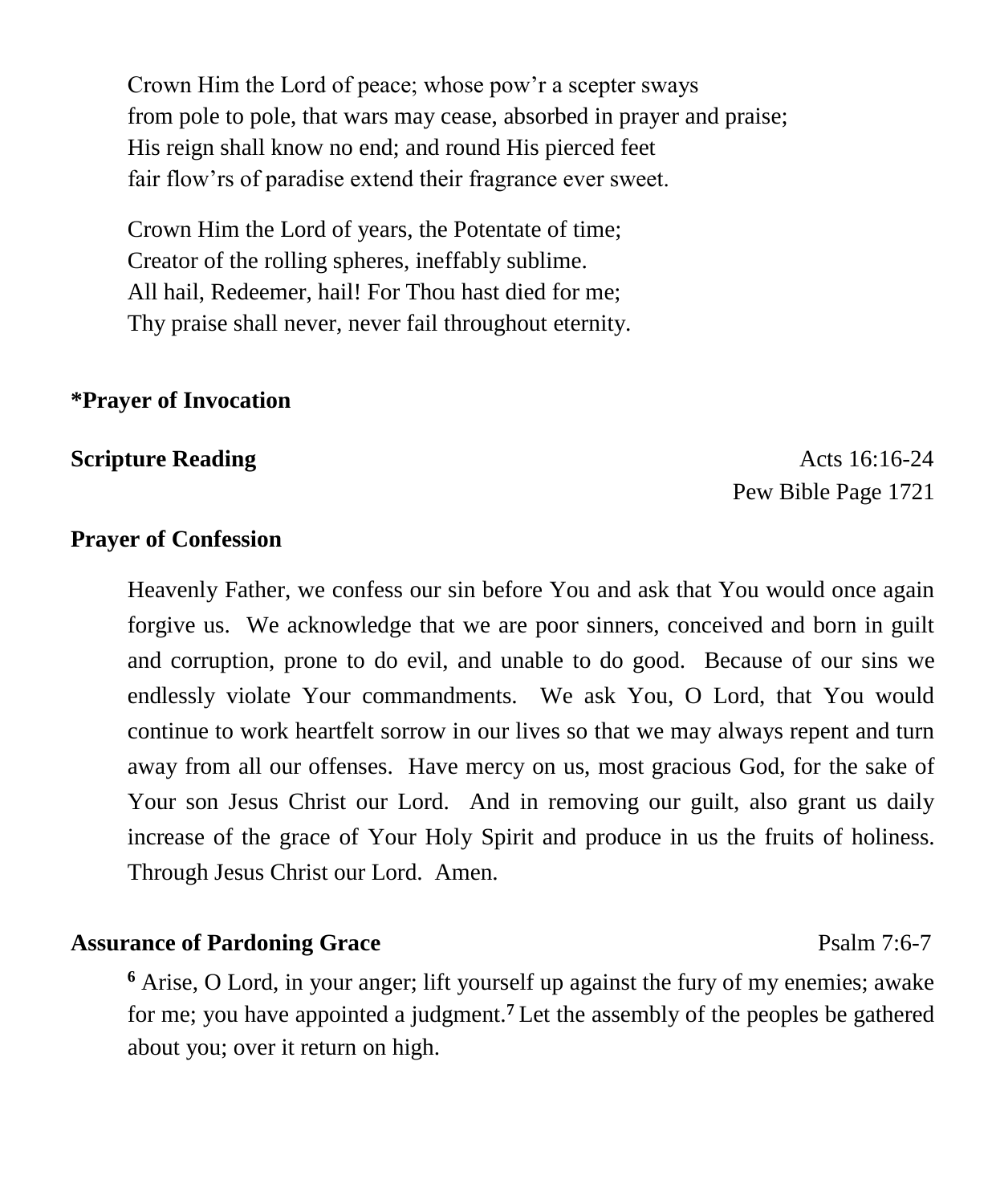Crown Him the Lord of peace; whose pow'r a scepter sways
from pole to pole, that wars may cease, absorbed in prayer and praise;
His reign shall know no end; and round His pierced feet
fair flow'rs of paradise extend their fragrance ever sweet.

Crown Him the Lord of years, the Potentate of time;
Creator of the rolling spheres, ineffably sublime.
All hail, Redeemer, hail! For Thou hast died for me;
Thy praise shall never, never fail throughout eternity.

**\*Prayer of Invocation**

**Scripture Reading** Acts 16:16-24
Pew Bible Page 1721

**Prayer of Confession**

Heavenly Father, we confess our sin before You and ask that You would once again forgive us. We acknowledge that we are poor sinners, conceived and born in guilt and corruption, prone to do evil, and unable to do good. Because of our sins we endlessly violate Your commandments. We ask You, O Lord, that You would continue to work heartfelt sorrow in our lives so that we may always repent and turn away from all our offenses. Have mercy on us, most gracious God, for the sake of Your son Jesus Christ our Lord. And in removing our guilt, also grant us daily increase of the grace of Your Holy Spirit and produce in us the fruits of holiness. Through Jesus Christ our Lord. Amen.

**Assurance of Pardoning Grace** Psalm 7:6-7

**6** Arise, O Lord, in your anger; lift yourself up against the fury of my enemies; awake for me; you have appointed a judgment. **7** Let the assembly of the peoples be gathered about you; over it return on high.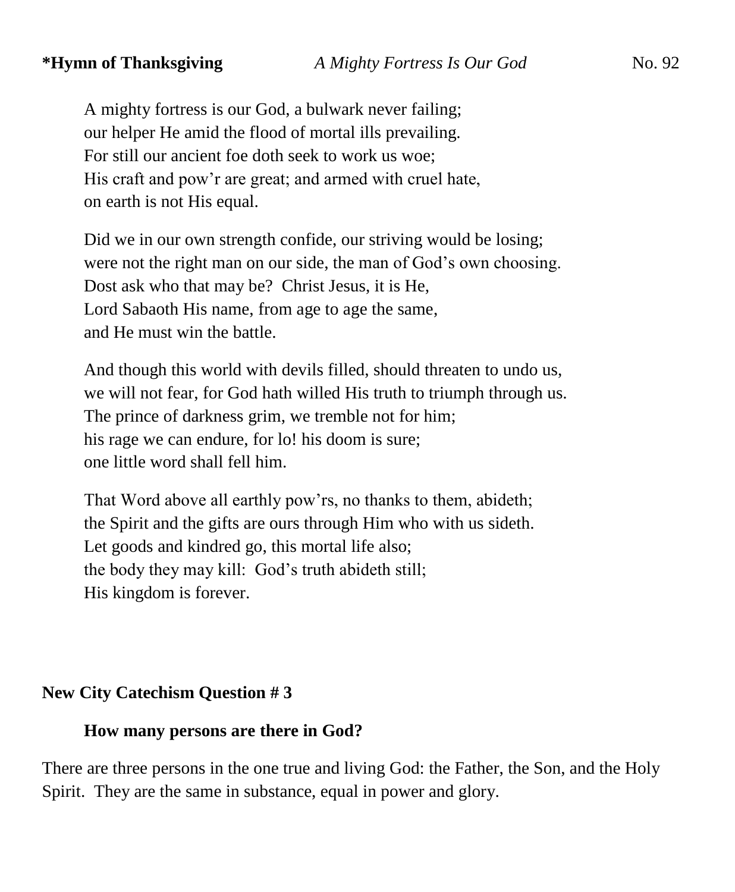**\*Hymn of Thanksgiving** *A Mighty Fortress Is Our God* No. 92

A mighty fortress is our God, a bulwark never failing;
our helper He amid the flood of mortal ills prevailing.
For still our ancient foe doth seek to work us woe;
His craft and pow'r are great; and armed with cruel hate,
on earth is not His equal.

Did we in our own strength confide, our striving would be losing;
were not the right man on our side, the man of God's own choosing.
Dost ask who that may be? Christ Jesus, it is He,
Lord Sabaoth His name, from age to age the same,
and He must win the battle.

And though this world with devils filled, should threaten to undo us,
we will not fear, for God hath willed His truth to triumph through us.
The prince of darkness grim, we tremble not for him;
his rage we can endure, for lo! his doom is sure;
one little word shall fell him.

That Word above all earthly pow'rs, no thanks to them, abideth;
the Spirit and the gifts are ours through Him who with us sideth.
Let goods and kindred go, this mortal life also;
the body they may kill: God's truth abideth still;
His kingdom is forever.

**New City Catechism Question # 3**

**How many persons are there in God?**

There are three persons in the one true and living God: the Father, the Son, and the Holy Spirit. They are the same in substance, equal in power and glory.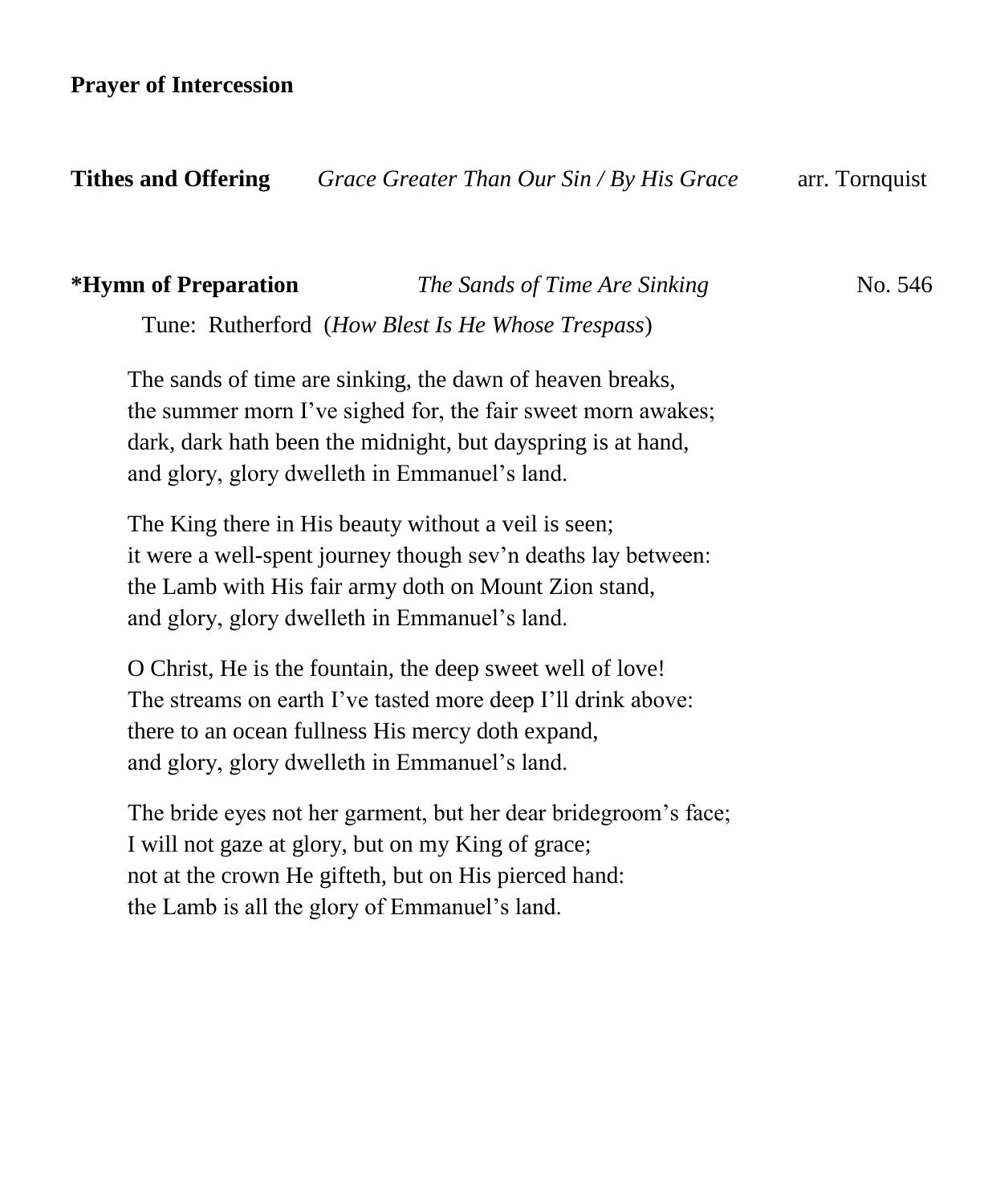**Prayer of Intercession**

**Tithes and Offering** *Grace Greater Than Our Sin / By His Grace* arr. Tornquist

**\*Hymn of Preparation** *The Sands of Time Are Sinking* No. 546

Tune: Rutherford (*How Blest Is He Whose Trespass*)

The sands of time are sinking, the dawn of heaven breaks,
the summer morn I've sighed for, the fair sweet morn awakes;
dark, dark hath been the midnight, but dayspring is at hand,
and glory, glory dwelleth in Emmanuel's land.

The King there in His beauty without a veil is seen;
it were a well-spent journey though sev'n deaths lay between:
the Lamb with His fair army doth on Mount Zion stand,
and glory, glory dwelleth in Emmanuel's land.

O Christ, He is the fountain, the deep sweet well of love!
The streams on earth I've tasted more deep I'll drink above:
there to an ocean fullness His mercy doth expand,
and glory, glory dwelleth in Emmanuel's land.

The bride eyes not her garment, but her dear bridegroom's face;
I will not gaze at glory, but on my King of grace;
not at the crown He gifteth, but on His pierced hand:
the Lamb is all the glory of Emmanuel's land.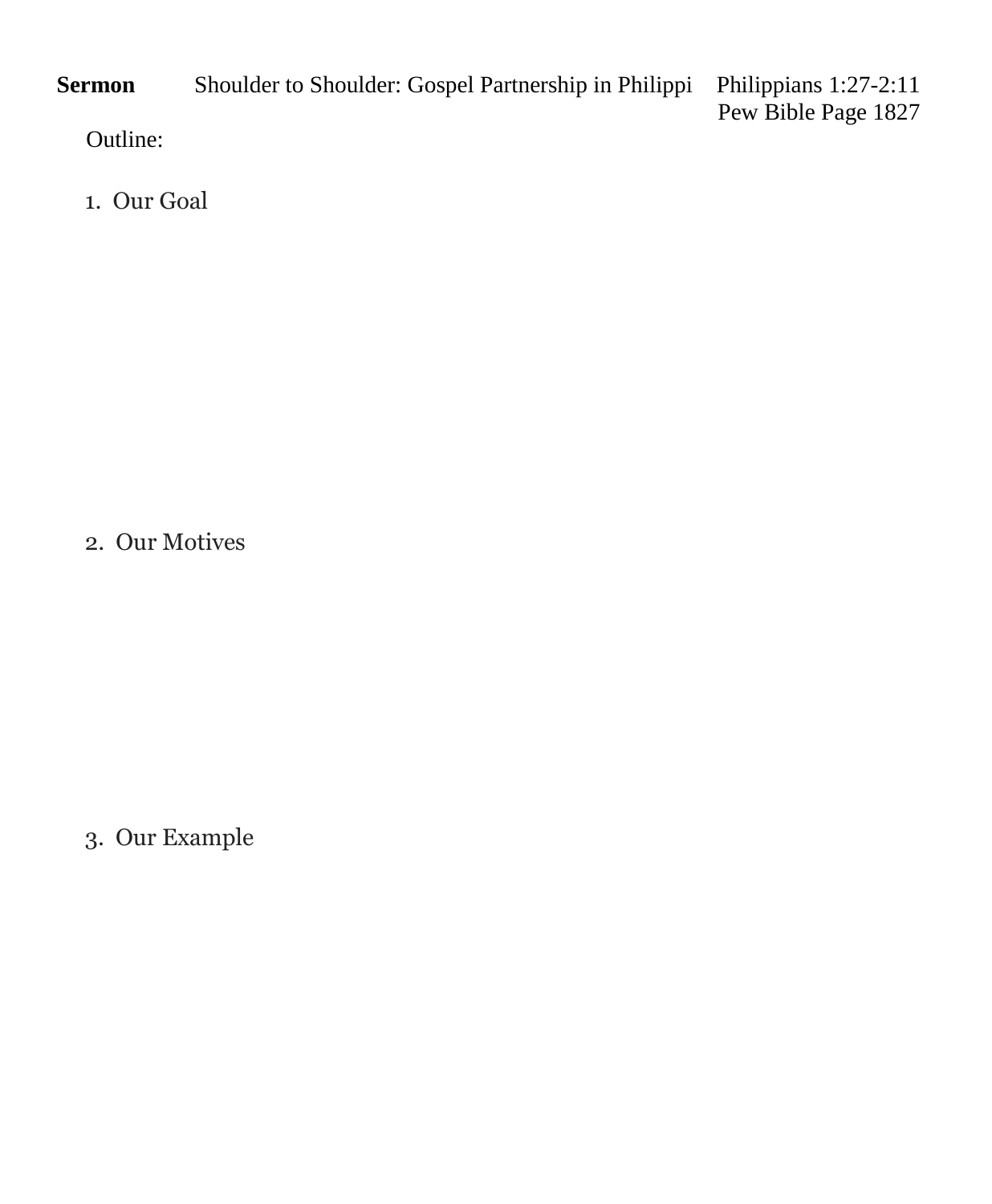**Sermon** Shoulder to Shoulder: Gospel Partnership in Philippi Philippians 1:27-2:11
Pew Bible Page 1827

Outline:

1. Our Goal

2. Our Motives

3. Our Example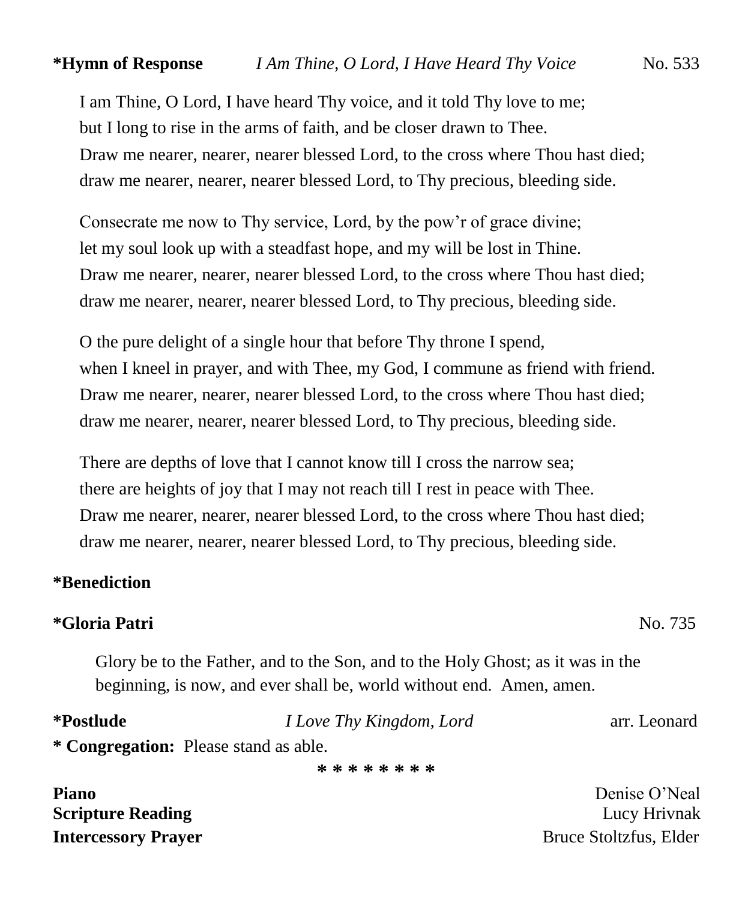**\*Hymn of Response** *I Am Thine, O Lord, I Have Heard Thy Voice* No. 533

I am Thine, O Lord, I have heard Thy voice, and it told Thy love to me;
but I long to rise in the arms of faith, and be closer drawn to Thee.
Draw me nearer, nearer, nearer blessed Lord, to the cross where Thou hast died;
draw me nearer, nearer, nearer blessed Lord, to Thy precious, bleeding side.

Consecrate me now to Thy service, Lord, by the pow'r of grace divine;
let my soul look up with a steadfast hope, and my will be lost in Thine.
Draw me nearer, nearer, nearer blessed Lord, to the cross where Thou hast died;
draw me nearer, nearer, nearer blessed Lord, to Thy precious, bleeding side.

O the pure delight of a single hour that before Thy throne I spend,
when I kneel in prayer, and with Thee, my God, I commune as friend with friend.
Draw me nearer, nearer, nearer blessed Lord, to the cross where Thou hast died;
draw me nearer, nearer, nearer blessed Lord, to Thy precious, bleeding side.

There are depths of love that I cannot know till I cross the narrow sea;
there are heights of joy that I may not reach till I rest in peace with Thee.
Draw me nearer, nearer, nearer blessed Lord, to the cross where Thou hast died;
draw me nearer, nearer, nearer blessed Lord, to Thy precious, bleeding side.

**\*Benediction**

**\*Gloria Patri** No. 735

Glory be to the Father, and to the Son, and to the Holy Ghost; as it was in the beginning, is now, and ever shall be, world without end. Amen, amen.

**\*Postlude** *I Love Thy Kingdom, Lord* arr. Leonard

**\* Congregation:** Please stand as able.

\* \* \* \* \* \* \* \*

**Piano** Denise O'Neal
**Scripture Reading** Lucy Hrivnak
**Intercessory Prayer** Bruce Stoltzfus, Elder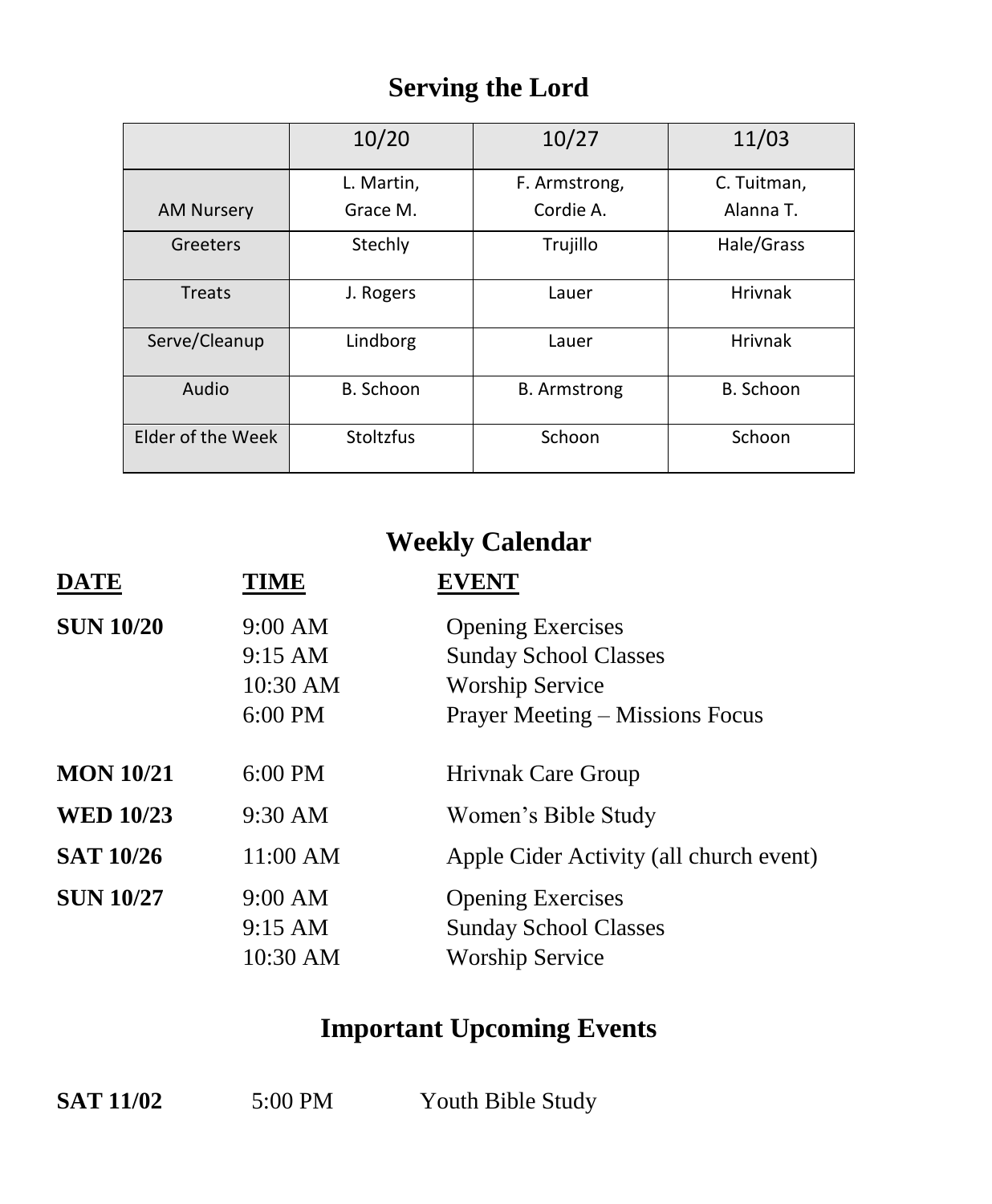## Serving the Lord

| | 10/20 | 10/27 | 11/03 |
|---|---|---|---|
| AM Nursery | L. Martin, Grace M. | F. Armstrong, Cordie A. | C. Tuitman, Alanna T. |
| Greeters | Stechly | Trujillo | Hale/Grass |
| Treats | J. Rogers | Lauer | Hrivnak |
| Serve/Cleanup | Lindborg | Lauer | Hrivnak |
| Audio | B. Schoon | B. Armstrong | B. Schoon |
| Elder of the Week | Stoltzfus | Schoon | Schoon |

## Weekly Calendar

| DATE | TIME | EVENT |
|---|---|---|
| **SUN 10/20** | 9:00 AM | Opening Exercises |
| | 9:15 AM | Sunday School Classes |
| | 10:30 AM | Worship Service |
| | 6:00 PM | Prayer Meeting – Missions Focus |
| **MON 10/21** | 6:00 PM | Hrivnak Care Group |
| **WED 10/23** | 9:30 AM | Women's Bible Study |
| **SAT 10/26** | 11:00 AM | Apple Cider Activity (all church event) |
| **SUN 10/27** | 9:00 AM | Opening Exercises |
| | 9:15 AM | Sunday School Classes |
| | 10:30 AM | Worship Service |

## Important Upcoming Events

| | | |
|---|---|---|
| **SAT 11/02** | 5:00 PM | Youth Bible Study |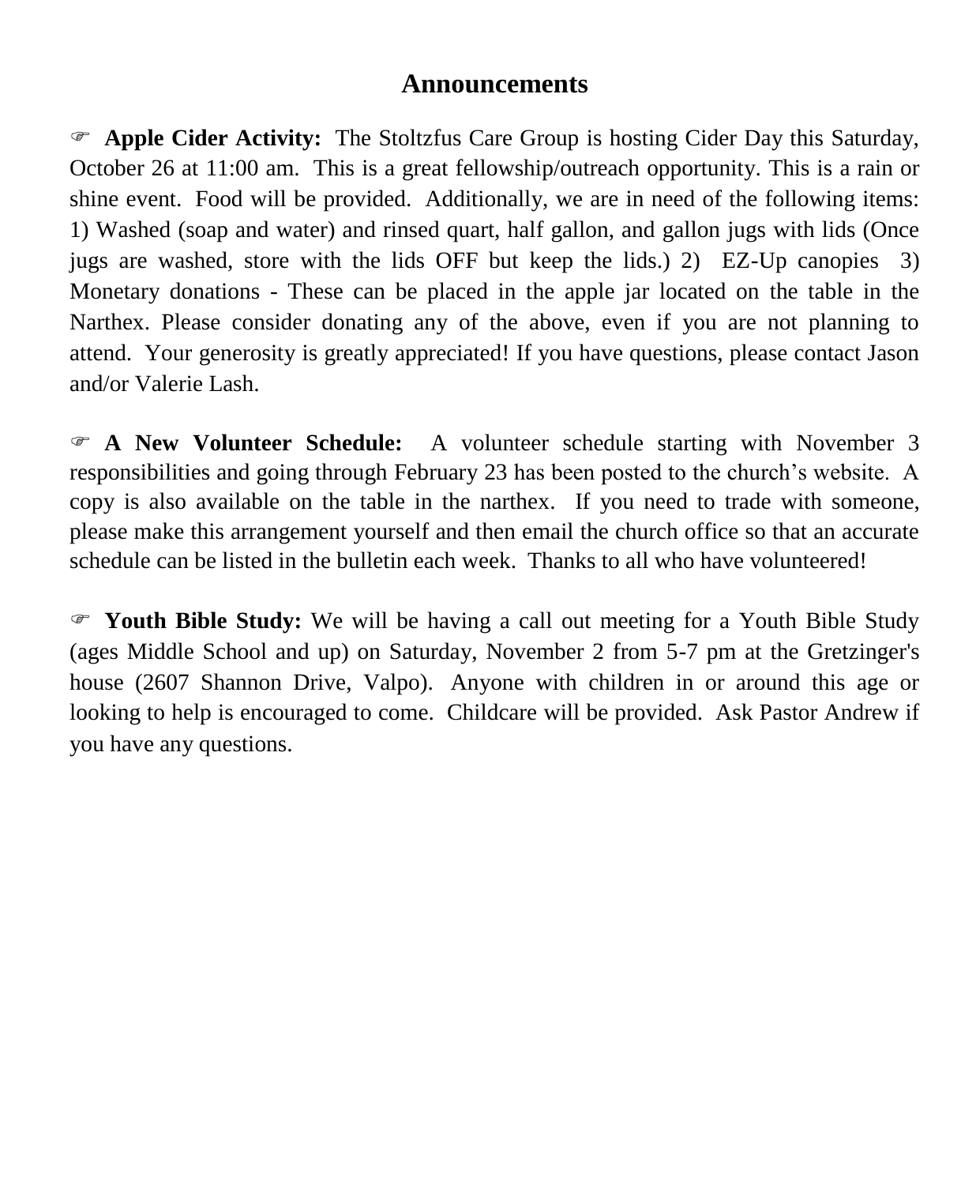## Announcements

☞ **Apple Cider Activity:** The Stoltzfus Care Group is hosting Cider Day this Saturday, October 26 at 11:00 am. This is a great fellowship/outreach opportunity. This is a rain or shine event. Food will be provided. Additionally, we are in need of the following items: 1) Washed (soap and water) and rinsed quart, half gallon, and gallon jugs with lids (Once jugs are washed, store with the lids OFF but keep the lids.) 2) EZ-Up canopies 3) Monetary donations - These can be placed in the apple jar located on the table in the Narthex. Please consider donating any of the above, even if you are not planning to attend. Your generosity is greatly appreciated! If you have questions, please contact Jason and/or Valerie Lash.

☞ **A New Volunteer Schedule:** A volunteer schedule starting with November 3 responsibilities and going through February 23 has been posted to the church's website. A copy is also available on the table in the narthex. If you need to trade with someone, please make this arrangement yourself and then email the church office so that an accurate schedule can be listed in the bulletin each week. Thanks to all who have volunteered!

☞ **Youth Bible Study:** We will be having a call out meeting for a Youth Bible Study (ages Middle School and up) on Saturday, November 2 from 5-7 pm at the Gretzinger's house (2607 Shannon Drive, Valpo). Anyone with children in or around this age or looking to help is encouraged to come. Childcare will be provided. Ask Pastor Andrew if you have any questions.